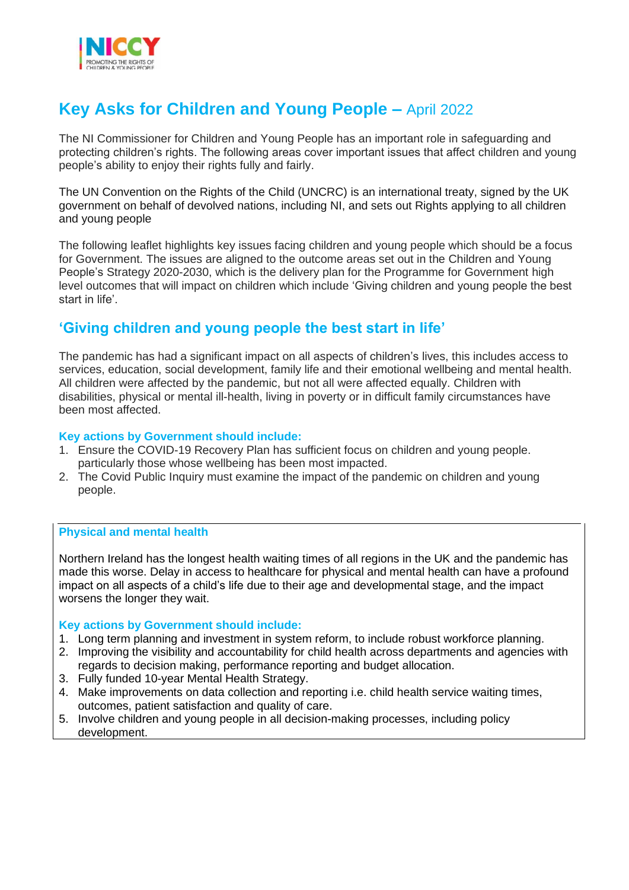# Key Asks for Children and Young People – April 2022

The NI Commissioner for Children and Young People has an important role in safeguarding and protecting children's rights. The following areas cover important issues that affect children and young people's ability to enjoy their rights fully and fairly.

The UN Convention on the Rights of the Child (UNCRC) is an international treaty, signed by the UK government on behalf of devolved nations, including NI, and sets out Rights applying to all children and young people

The following leaflet highlights key issues facing children and young people which should be a focus for Government. The issues are aligned to the outcome areas set out in the Children and Young People's Strategy 2020-2030, which is the delivery plan for the Programme for Government high level outcomes that will impact on children which include 'Giving children and young people the best start in life'.

## 'Giving children and young people the best start in life'

The pandemic has had a significant impact on all aspects of children's lives, this includes access to services, education, social development, family life and their emotional wellbeing and mental health. All children were affected by the pandemic, but not all were affected equally. Children with disabilities, physical or mental ill-health, living in poverty or in difficult family circumstances have been most affected.

### Key actions by Government should include:

1. Ensure the COVID-19 Recovery Plan has sufficient focus on children and young people. particularly those whose wellbeing has been most impacted.
2. The Covid Public Inquiry must examine the impact of the pandemic on children and young people.

### Physical and mental health

Northern Ireland has the longest health waiting times of all regions in the UK and the pandemic has made this worse. Delay in access to healthcare for physical and mental health can have a profound impact on all aspects of a child's life due to their age and developmental stage, and the impact worsens the longer they wait.

### Key actions by Government should include:

1. Long term planning and investment in system reform, to include robust workforce planning.
2. Improving the visibility and accountability for child health across departments and agencies with regards to decision making, performance reporting and budget allocation.
3. Fully funded 10-year Mental Health Strategy.
4. Make improvements on data collection and reporting i.e. child health service waiting times, outcomes, patient satisfaction and quality of care.
5. Involve children and young people in all decision-making processes, including policy development.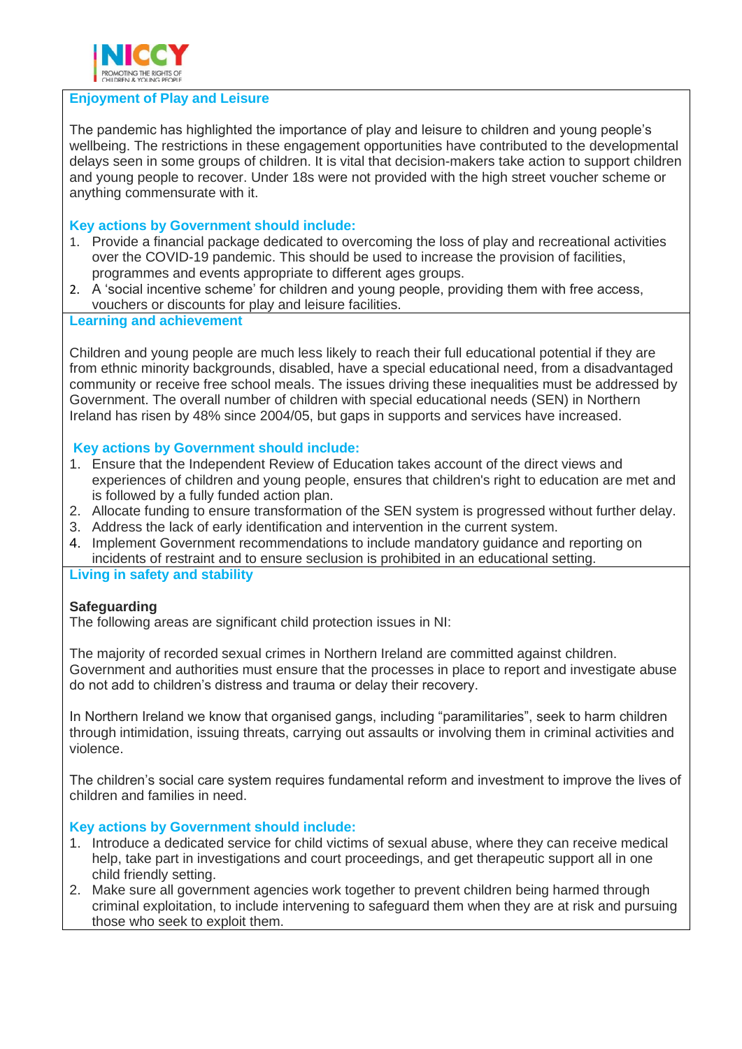## Enjoyment of Play and Leisure

The pandemic has highlighted the importance of play and leisure to children and young people's wellbeing. The restrictions in these engagement opportunities have contributed to the developmental delays seen in some groups of children. It is vital that decision-makers take action to support children and young people to recover. Under 18s were not provided with the high street voucher scheme or anything commensurate with it.

### Key actions by Government should include:

1. Provide a financial package dedicated to overcoming the loss of play and recreational activities over the COVID-19 pandemic. This should be used to increase the provision of facilities, programmes and events appropriate to different ages groups.
2. A 'social incentive scheme' for children and young people, providing them with free access, vouchers or discounts for play and leisure facilities.

## Learning and achievement

Children and young people are much less likely to reach their full educational potential if they are from ethnic minority backgrounds, disabled, have a special educational need, from a disadvantaged community or receive free school meals. The issues driving these inequalities must be addressed by Government. The overall number of children with special educational needs (SEN) in Northern Ireland has risen by 48% since 2004/05, but gaps in supports and services have increased.

### Key actions by Government should include:

1. Ensure that the Independent Review of Education takes account of the direct views and experiences of children and young people, ensures that children's right to education are met and is followed by a fully funded action plan.
2. Allocate funding to ensure transformation of the SEN system is progressed without further delay.
3. Address the lack of early identification and intervention in the current system.
4. Implement Government recommendations to include mandatory guidance and reporting on incidents of restraint and to ensure seclusion is prohibited in an educational setting.

## Living in safety and stability

**Safeguarding**

The following areas are significant child protection issues in NI:

The majority of recorded sexual crimes in Northern Ireland are committed against children. Government and authorities must ensure that the processes in place to report and investigate abuse do not add to children's distress and trauma or delay their recovery.

In Northern Ireland we know that organised gangs, including "paramilitaries", seek to harm children through intimidation, issuing threats, carrying out assaults or involving them in criminal activities and violence.

The children's social care system requires fundamental reform and investment to improve the lives of children and families in need.

### Key actions by Government should include:

1. Introduce a dedicated service for child victims of sexual abuse, where they can receive medical help, take part in investigations and court proceedings, and get therapeutic support all in one child friendly setting.
2. Make sure all government agencies work together to prevent children being harmed through criminal exploitation, to include intervening to safeguard them when they are at risk and pursuing those who seek to exploit them.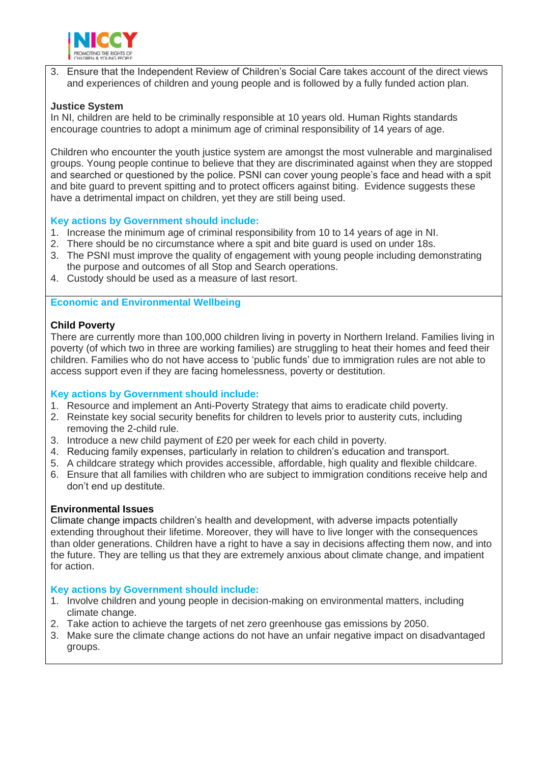3. Ensure that the Independent Review of Children's Social Care takes account of the direct views and experiences of children and young people and is followed by a fully funded action plan.

**Justice System**

In NI, children are held to be criminally responsible at 10 years old. Human Rights standards encourage countries to adopt a minimum age of criminal responsibility of 14 years of age.

Children who encounter the youth justice system are amongst the most vulnerable and marginalised groups. Young people continue to believe that they are discriminated against when they are stopped and searched or questioned by the police. PSNI can cover young people's face and head with a spit and bite guard to prevent spitting and to protect officers against biting. Evidence suggests these have a detrimental impact on children, yet they are still being used.

**Key actions by Government should include:**

1. Increase the minimum age of criminal responsibility from 10 to 14 years of age in NI.
2. There should be no circumstance where a spit and bite guard is used on under 18s.
3. The PSNI must improve the quality of engagement with young people including demonstrating the purpose and outcomes of all Stop and Search operations.
4. Custody should be used as a measure of last resort.

## Economic and Environmental Wellbeing

**Child Poverty**

There are currently more than 100,000 children living in poverty in Northern Ireland. Families living in poverty (of which two in three are working families) are struggling to heat their homes and feed their children. Families who do not have access to 'public funds' due to immigration rules are not able to access support even if they are facing homelessness, poverty or destitution.

**Key actions by Government should include:**

1. Resource and implement an Anti-Poverty Strategy that aims to eradicate child poverty.
2. Reinstate key social security benefits for children to levels prior to austerity cuts, including removing the 2-child rule.
3. Introduce a new child payment of £20 per week for each child in poverty.
4. Reducing family expenses, particularly in relation to children's education and transport.
5. A childcare strategy which provides accessible, affordable, high quality and flexible childcare.
6. Ensure that all families with children who are subject to immigration conditions receive help and don't end up destitute.

**Environmental Issues**

Climate change impacts children's health and development, with adverse impacts potentially extending throughout their lifetime. Moreover, they will have to live longer with the consequences than older generations. Children have a right to have a say in decisions affecting them now, and into the future. They are telling us that they are extremely anxious about climate change, and impatient for action.

**Key actions by Government should include:**

1. Involve children and young people in decision-making on environmental matters, including climate change.
2. Take action to achieve the targets of net zero greenhouse gas emissions by 2050.
3. Make sure the climate change actions do not have an unfair negative impact on disadvantaged groups.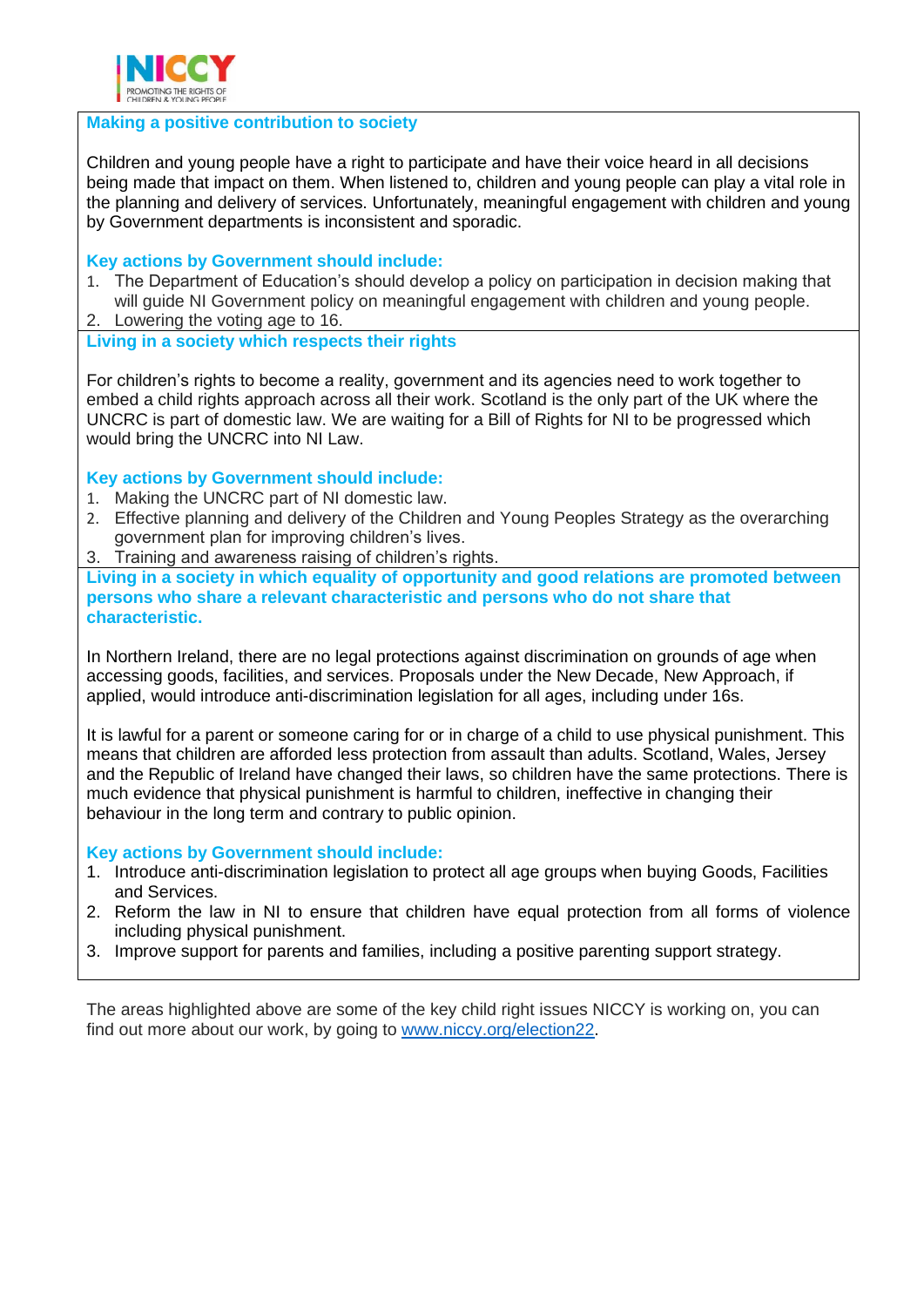## Making a positive contribution to society

Children and young people have a right to participate and have their voice heard in all decisions being made that impact on them. When listened to, children and young people can play a vital role in the planning and delivery of services. Unfortunately, meaningful engagement with children and young by Government departments is inconsistent and sporadic.

### Key actions by Government should include:

1. The Department of Education's should develop a policy on participation in decision making that will guide NI Government policy on meaningful engagement with children and young people.
2. Lowering the voting age to 16.

## Living in a society which respects their rights

For children's rights to become a reality, government and its agencies need to work together to embed a child rights approach across all their work. Scotland is the only part of the UK where the UNCRC is part of domestic law. We are waiting for a Bill of Rights for NI to be progressed which would bring the UNCRC into NI Law.

### Key actions by Government should include:

1. Making the UNCRC part of NI domestic law.
2. Effective planning and delivery of the Children and Young Peoples Strategy as the overarching government plan for improving children's lives.
3. Training and awareness raising of children's rights.

## Living in a society in which equality of opportunity and good relations are promoted between persons who share a relevant characteristic and persons who do not share that characteristic.

In Northern Ireland, there are no legal protections against discrimination on grounds of age when accessing goods, facilities, and services. Proposals under the New Decade, New Approach, if applied, would introduce anti-discrimination legislation for all ages, including under 16s.

It is lawful for a parent or someone caring for or in charge of a child to use physical punishment. This means that children are afforded less protection from assault than adults. Scotland, Wales, Jersey and the Republic of Ireland have changed their laws, so children have the same protections. There is much evidence that physical punishment is harmful to children, ineffective in changing their behaviour in the long term and contrary to public opinion.

### Key actions by Government should include:

1. Introduce anti-discrimination legislation to protect all age groups when buying Goods, Facilities and Services.
2. Reform the law in NI to ensure that children have equal protection from all forms of violence including physical punishment.
3. Improve support for parents and families, including a positive parenting support strategy.

The areas highlighted above are some of the key child right issues NICCY is working on, you can find out more about our work, by going to [www.niccy.org/election22](http://www.niccy.org/election22).